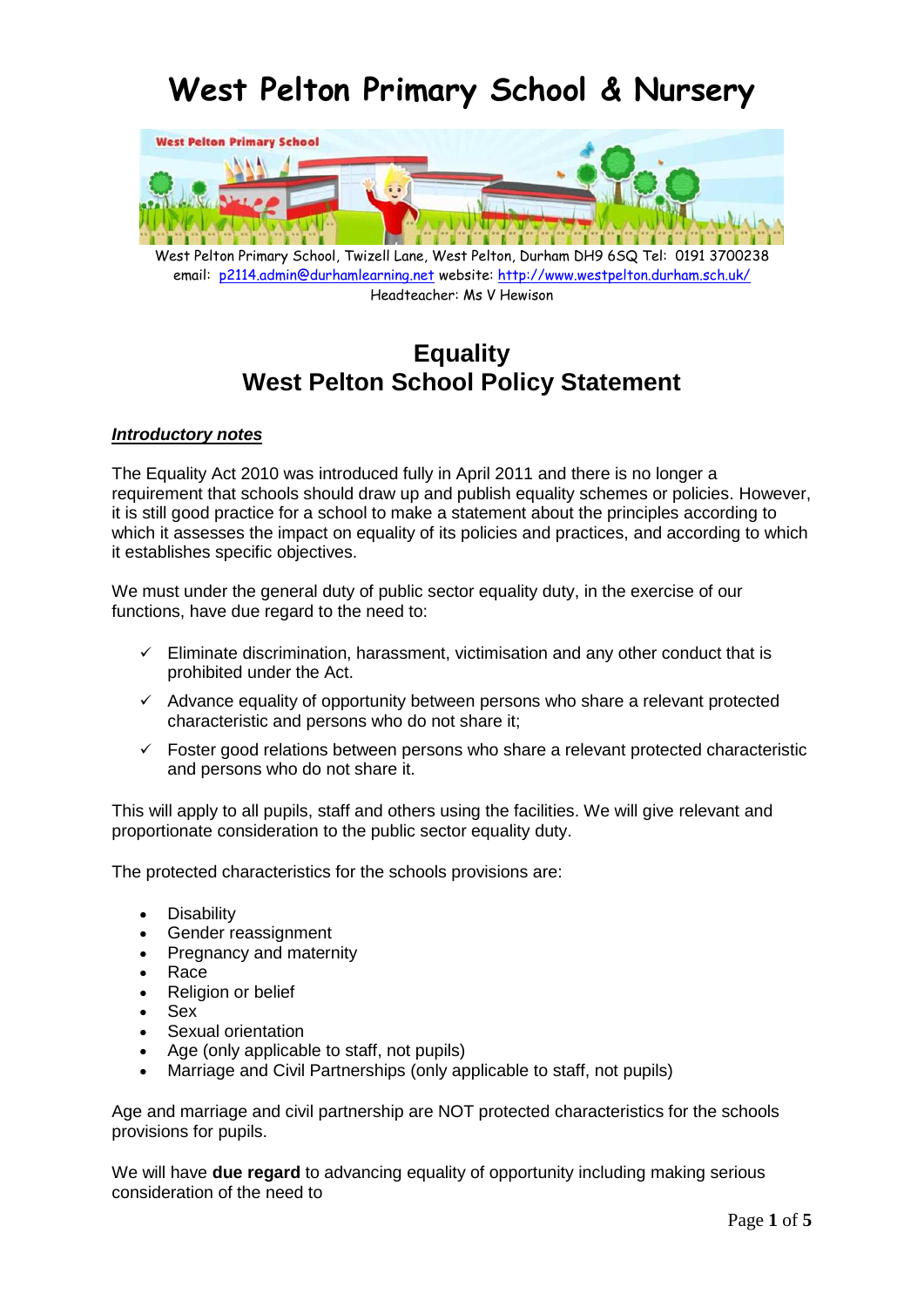# West Pelton Primary School & Nursery

West Pelton Primary School, Twizell Lane, West Pelton, Durham DH9 6SQ Tel: 0191 3700238
email: p2114.admin@durhamlearning.net website: http://www.westpelton.durham.sch.uk/
Headteacher: Ms V Hewison

## Equality
## West Pelton School Policy Statement

***Introductory notes***

The Equality Act 2010 was introduced fully in April 2011 and there is no longer a requirement that schools should draw up and publish equality schemes or policies. However, it is still good practice for a school to make a statement about the principles according to which it assesses the impact on equality of its policies and practices, and according to which it establishes specific objectives.

We must under the general duty of public sector equality duty, in the exercise of our functions, have due regard to the need to:

- ✓ Eliminate discrimination, harassment, victimisation and any other conduct that is prohibited under the Act.
- ✓ Advance equality of opportunity between persons who share a relevant protected characteristic and persons who do not share it;
- ✓ Foster good relations between persons who share a relevant protected characteristic and persons who do not share it.

This will apply to all pupils, staff and others using the facilities. We will give relevant and proportionate consideration to the public sector equality duty.

The protected characteristics for the schools provisions are:

- Disability
- Gender reassignment
- Pregnancy and maternity
- Race
- Religion or belief
- Sex
- Sexual orientation
- Age (only applicable to staff, not pupils)
- Marriage and Civil Partnerships (only applicable to staff, not pupils)

Age and marriage and civil partnership are NOT protected characteristics for the schools provisions for pupils.

We will have **due regard** to advancing equality of opportunity including making serious consideration of the need to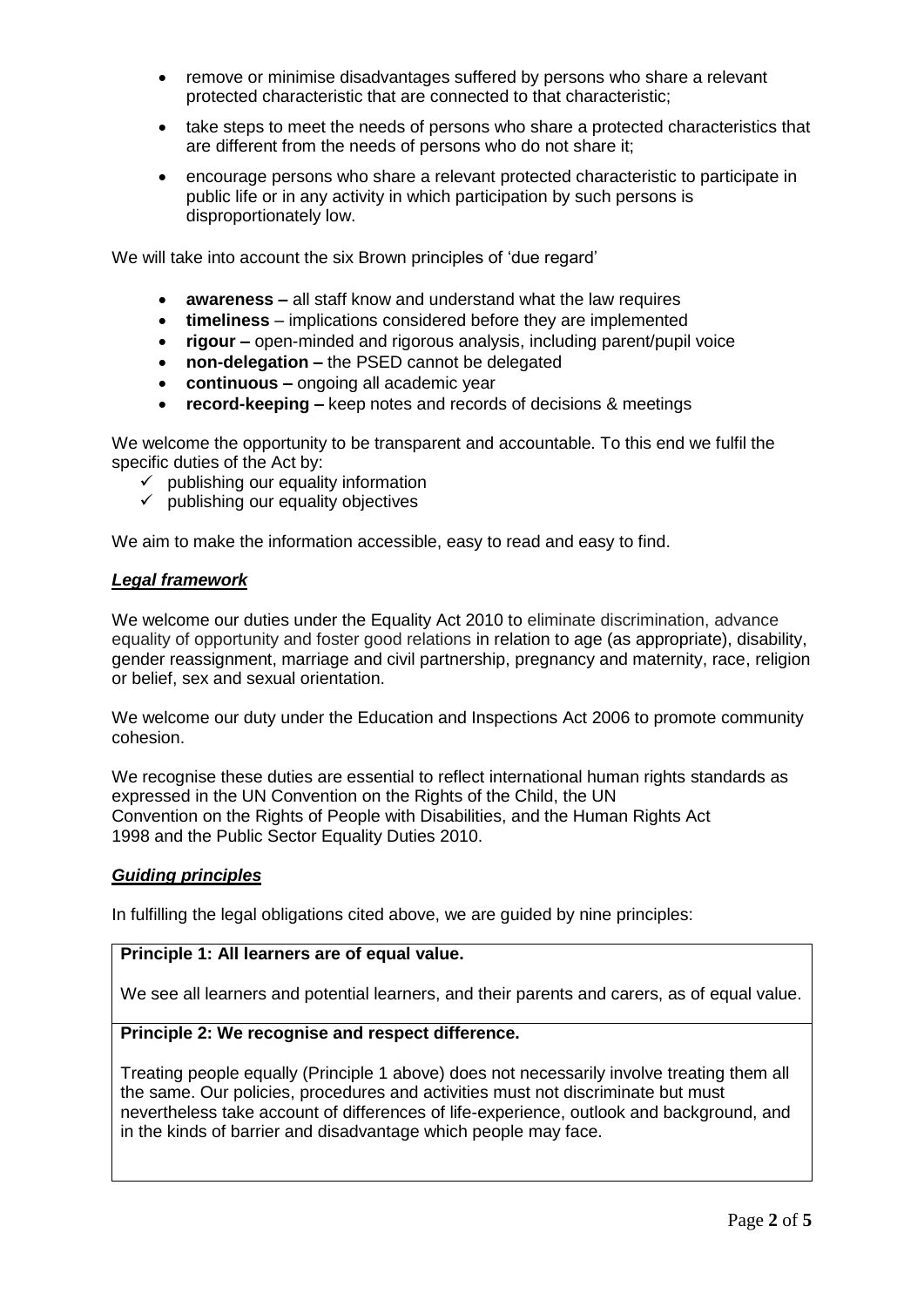- remove or minimise disadvantages suffered by persons who share a relevant protected characteristic that are connected to that characteristic;
- take steps to meet the needs of persons who share a protected characteristics that are different from the needs of persons who do not share it;
- encourage persons who share a relevant protected characteristic to participate in public life or in any activity in which participation by such persons is disproportionately low.

We will take into account the six Brown principles of 'due regard'

- **awareness –** all staff know and understand what the law requires
- **timeliness** – implications considered before they are implemented
- **rigour –** open-minded and rigorous analysis, including parent/pupil voice
- **non-delegation –** the PSED cannot be delegated
- **continuous –** ongoing all academic year
- **record-keeping –** keep notes and records of decisions & meetings

We welcome the opportunity to be transparent and accountable. To this end we fulfil the specific duties of the Act by:

- ✓ publishing our equality information
- ✓ publishing our equality objectives

We aim to make the information accessible, easy to read and easy to find.

### ***Legal framework***

We welcome our duties under the Equality Act 2010 to eliminate discrimination, advance equality of opportunity and foster good relations in relation to age (as appropriate), disability, gender reassignment, marriage and civil partnership, pregnancy and maternity, race, religion or belief, sex and sexual orientation.

We welcome our duty under the Education and Inspections Act 2006 to promote community cohesion.

We recognise these duties are essential to reflect international human rights standards as expressed in the UN Convention on the Rights of the Child, the UN Convention on the Rights of People with Disabilities, and the Human Rights Act 1998 and the Public Sector Equality Duties 2010.

### ***Guiding principles***

In fulfilling the legal obligations cited above, we are guided by nine principles:

**Principle 1: All learners are of equal value.**

We see all learners and potential learners, and their parents and carers, as of equal value.

**Principle 2: We recognise and respect difference.**

Treating people equally (Principle 1 above) does not necessarily involve treating them all the same. Our policies, procedures and activities must not discriminate but must nevertheless take account of differences of life-experience, outlook and background, and in the kinds of barrier and disadvantage which people may face.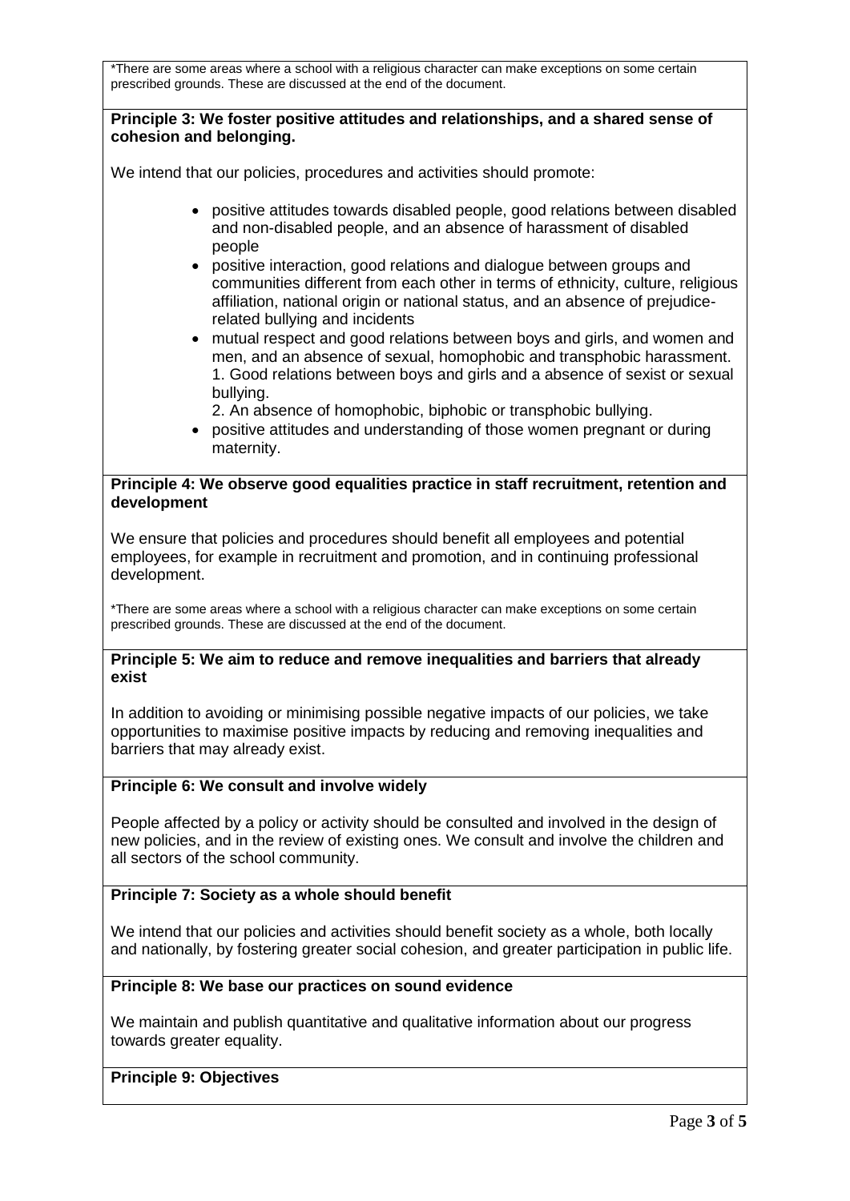*There are some areas where a school with a religious character can make exceptions on some certain prescribed grounds. These are discussed at the end of the document.

**Principle 3: We foster positive attitudes and relationships, and a shared sense of cohesion and belonging.**

We intend that our policies, procedures and activities should promote:

- positive attitudes towards disabled people, good relations between disabled and non-disabled people, and an absence of harassment of disabled people
- positive interaction, good relations and dialogue between groups and communities different from each other in terms of ethnicity, culture, religious affiliation, national origin or national status, and an absence of prejudice-related bullying and incidents
- mutual respect and good relations between boys and girls, and women and men, and an absence of sexual, homophobic and transphobic harassment.
  1. Good relations between boys and girls and a absence of sexist or sexual bullying.
  2. An absence of homophobic, biphobic or transphobic bullying.
- positive attitudes and understanding of those women pregnant or during maternity.

**Principle 4: We observe good equalities practice in staff recruitment, retention and development**

We ensure that policies and procedures should benefit all employees and potential employees, for example in recruitment and promotion, and in continuing professional development.

*There are some areas where a school with a religious character can make exceptions on some certain prescribed grounds. These are discussed at the end of the document.

**Principle 5: We aim to reduce and remove inequalities and barriers that already exist**

In addition to avoiding or minimising possible negative impacts of our policies, we take opportunities to maximise positive impacts by reducing and removing inequalities and barriers that may already exist.

**Principle 6: We consult and involve widely**

People affected by a policy or activity should be consulted and involved in the design of new policies, and in the review of existing ones. We consult and involve the children and all sectors of the school community.

**Principle 7: Society as a whole should benefit**

We intend that our policies and activities should benefit society as a whole, both locally and nationally, by fostering greater social cohesion, and greater participation in public life.

**Principle 8: We base our practices on sound evidence**

We maintain and publish quantitative and qualitative information about our progress towards greater equality.

**Principle 9: Objectives**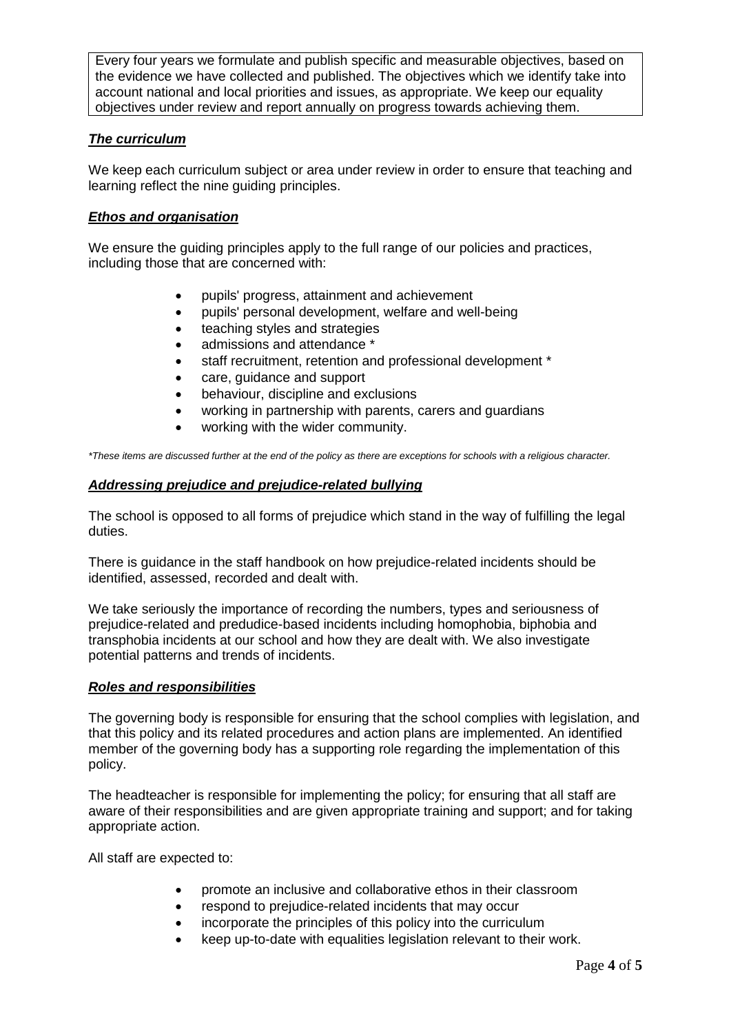Every four years we formulate and publish specific and measurable objectives, based on the evidence we have collected and published. The objectives which we identify take into account national and local priorities and issues, as appropriate. We keep our equality objectives under review and report annually on progress towards achieving them.

### ***The curriculum***

We keep each curriculum subject or area under review in order to ensure that teaching and learning reflect the nine guiding principles.

### ***Ethos and organisation***

We ensure the guiding principles apply to the full range of our policies and practices, including those that are concerned with:

- pupils' progress, attainment and achievement
- pupils' personal development, welfare and well-being
- teaching styles and strategies
- admissions and attendance *
- staff recruitment, retention and professional development *
- care, guidance and support
- behaviour, discipline and exclusions
- working in partnership with parents, carers and guardians
- working with the wider community.

*\*These items are discussed further at the end of the policy as there are exceptions for schools with a religious character.*

### ***Addressing prejudice and prejudice-related bullying***

The school is opposed to all forms of prejudice which stand in the way of fulfilling the legal duties.

There is guidance in the staff handbook on how prejudice-related incidents should be identified, assessed, recorded and dealt with.

We take seriously the importance of recording the numbers, types and seriousness of prejudice-related and predudice-based incidents including homophobia, biphobia and transphobia incidents at our school and how they are dealt with. We also investigate potential patterns and trends of incidents.

### ***Roles and responsibilities***

The governing body is responsible for ensuring that the school complies with legislation, and that this policy and its related procedures and action plans are implemented. An identified member of the governing body has a supporting role regarding the implementation of this policy.

The headteacher is responsible for implementing the policy; for ensuring that all staff are aware of their responsibilities and are given appropriate training and support; and for taking appropriate action.

All staff are expected to:

- promote an inclusive and collaborative ethos in their classroom
- respond to prejudice-related incidents that may occur
- incorporate the principles of this policy into the curriculum
- keep up-to-date with equalities legislation relevant to their work.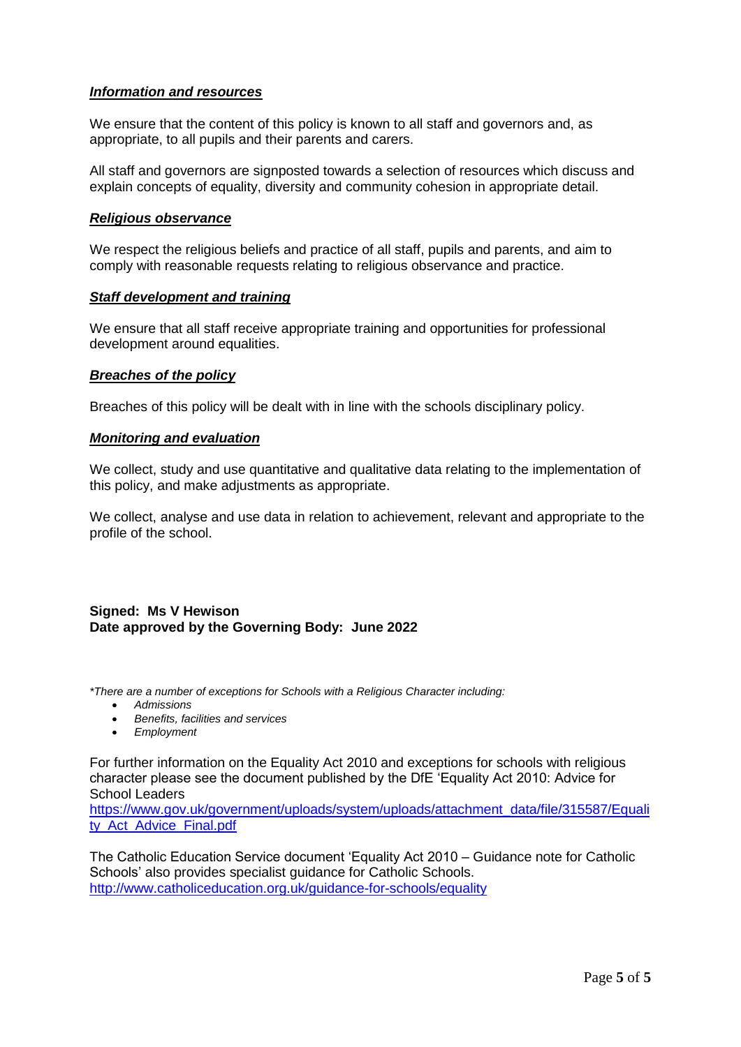***Information and resources***

We ensure that the content of this policy is known to all staff and governors and, as appropriate, to all pupils and their parents and carers.

All staff and governors are signposted towards a selection of resources which discuss and explain concepts of equality, diversity and community cohesion in appropriate detail.

***Religious observance***

We respect the religious beliefs and practice of all staff, pupils and parents, and aim to comply with reasonable requests relating to religious observance and practice.

***Staff development and training***

We ensure that all staff receive appropriate training and opportunities for professional development around equalities.

***Breaches of the policy***

Breaches of this policy will be dealt with in line with the schools disciplinary policy.

***Monitoring and evaluation***

We collect, study and use quantitative and qualitative data relating to the implementation of this policy, and make adjustments as appropriate.

We collect, analyse and use data in relation to achievement, relevant and appropriate to the profile of the school.

**Signed: Ms V Hewison**
**Date approved by the Governing Body: June 2022**

*\*There are a number of exceptions for Schools with a Religious Character including:*

- *Admissions*
- *Benefits, facilities and services*
- *Employment*

For further information on the Equality Act 2010 and exceptions for schools with religious character please see the document published by the DfE 'Equality Act 2010: Advice for School Leaders
https://www.gov.uk/government/uploads/system/uploads/attachment_data/file/315587/Equality_Act_Advice_Final.pdf

The Catholic Education Service document 'Equality Act 2010 – Guidance note for Catholic Schools' also provides specialist guidance for Catholic Schools.
http://www.catholiceducation.org.uk/guidance-for-schools/equality